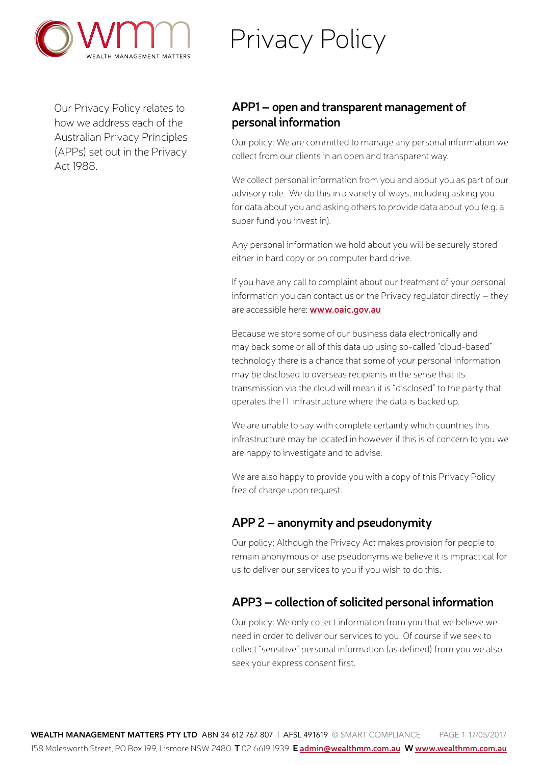# Privacy Policy

Our Privacy Policy relates to how we address each of the Australian Privacy Principles (APPs) set out in the Privacy Act 1988.

## APP1 – open and transparent management of personal information

Our policy: We are committed to manage any personal information we collect from our clients in an open and transparent way.

We collect personal information from you and about you as part of our advisory role. We do this in a variety of ways, including asking you for data about you and asking others to provide data about you (e.g. a super fund you invest in).

Any personal information we hold about you will be securely stored either in hard copy or on computer hard drive.

If you have any call to complaint about our treatment of your personal information you can contact us or the Privacy regulator directly – they are accessible here: **www.oaic.gov.au**

Because we store some of our business data electronically and may back some or all of this data up using so-called "cloud-based" technology there is a chance that some of your personal information may be disclosed to overseas recipients in the sense that its transmission via the cloud will mean it is "disclosed" to the party that operates the IT infrastructure where the data is backed up.

We are unable to say with complete certainty which countries this infrastructure may be located in however if this is of concern to you we are happy to investigate and to advise.

We are also happy to provide you with a copy of this Privacy Policy free of charge upon request.

## APP 2 – anonymity and pseudonymity

Our policy: Although the Privacy Act makes provision for people to remain anonymous or use pseudonyms we believe it is impractical for us to deliver our services to you if you wish to do this.

## APP3 – collection of solicited personal information

Our policy: We only collect information from you that we believe we need in order to deliver our services to you. Of course if we seek to collect "sensitive" personal information (as defined) from you we also seek your express consent first.

**WEALTH MANAGEMENT MATTERS PTY LTD** ABN 34 612 767 807 | AFSL 491619 © SMART COMPLIANCE 17/05/2017
158 Molesworth Street, PO Box 199, Lismore NSW 2480 **T** 02 6619 1939 **E** admin@wealthmm.com.au **W** www.wealthmm.com.au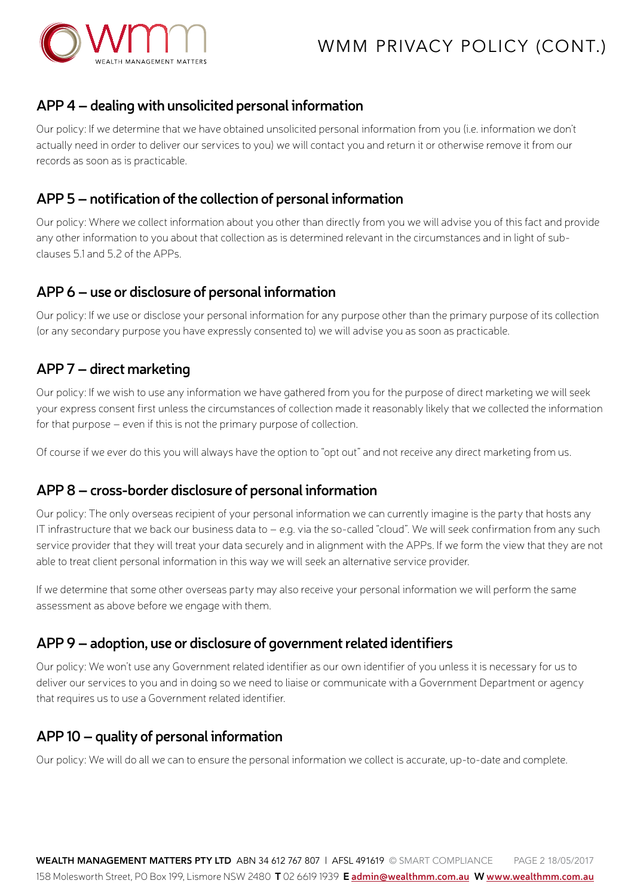## APP 4 – dealing with unsolicited personal information

Our policy: If we determine that we have obtained unsolicited personal information from you (i.e. information we don't actually need in order to deliver our services to you) we will contact you and return it or otherwise remove it from our records as soon as is practicable.

## APP 5 – notification of the collection of personal information

Our policy: Where we collect information about you other than directly from you we will advise you of this fact and provide any other information to you about that collection as is determined relevant in the circumstances and in light of sub-clauses 5.1 and 5.2 of the APPs.

## APP 6 – use or disclosure of personal information

Our policy: If we use or disclose your personal information for any purpose other than the primary purpose of its collection (or any secondary purpose you have expressly consented to) we will advise you as soon as practicable.

## APP 7 – direct marketing

Our policy: If we wish to use any information we have gathered from you for the purpose of direct marketing we will seek your express consent first unless the circumstances of collection made it reasonably likely that we collected the information for that purpose – even if this is not the primary purpose of collection.

Of course if we ever do this you will always have the option to "opt out" and not receive any direct marketing from us.

## APP 8 – cross-border disclosure of personal information

Our policy: The only overseas recipient of your personal information we can currently imagine is the party that hosts any IT infrastructure that we back our business data to – e.g. via the so-called "cloud". We will seek confirmation from any such service provider that they will treat your data securely and in alignment with the APPs. If we form the view that they are not able to treat client personal information in this way we will seek an alternative service provider.

If we determine that some other overseas party may also receive your personal information we will perform the same assessment as above before we engage with them.

## APP 9 – adoption, use or disclosure of government related identifiers

Our policy: We won't use any Government related identifier as our own identifier of you unless it is necessary for us to deliver our services to you and in doing so we need to liaise or communicate with a Government Department or agency that requires us to use a Government related identifier.

## APP 10 – quality of personal information

Our policy: We will do all we can to ensure the personal information we collect is accurate, up-to-date and complete.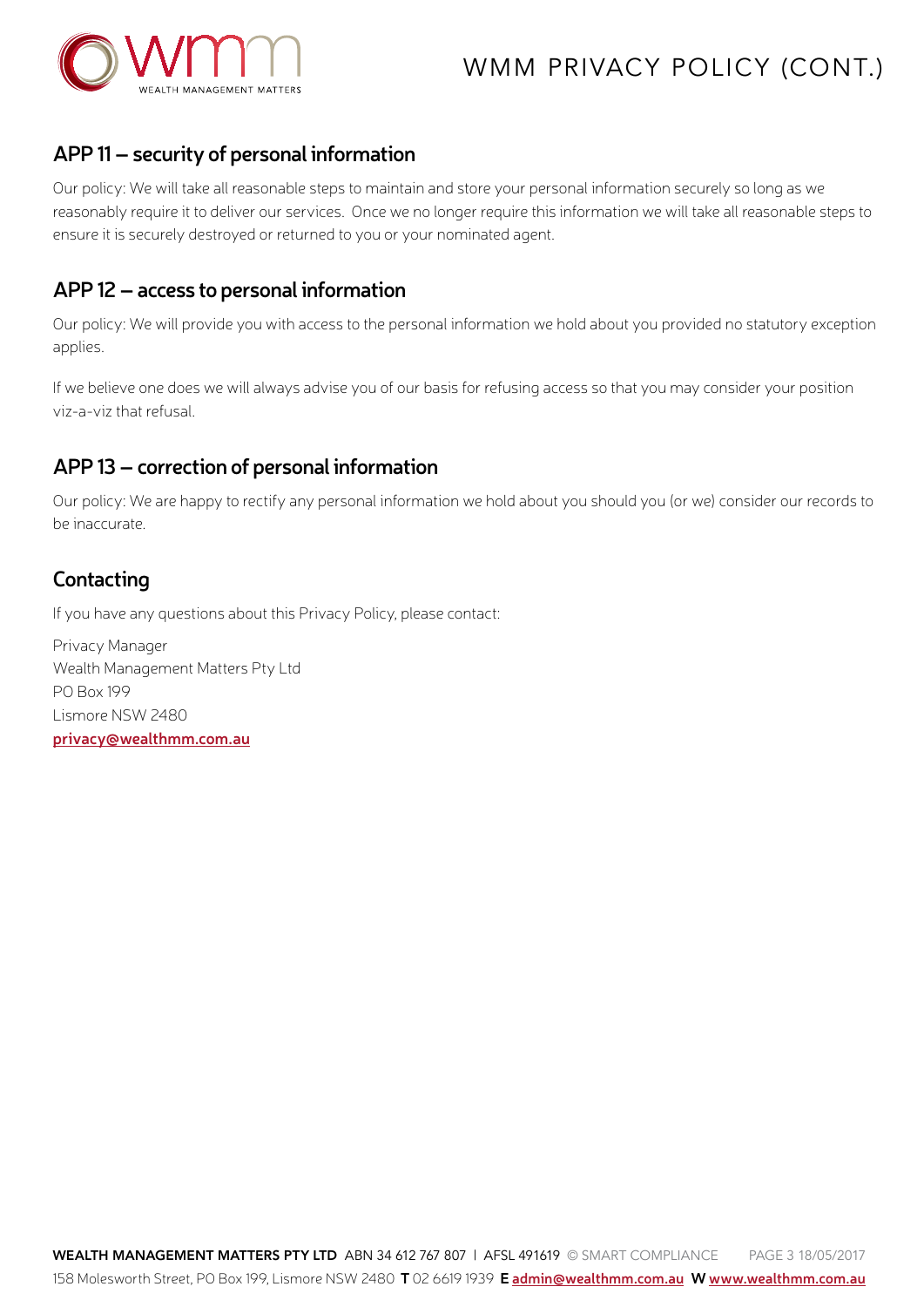## APP 11 – security of personal information

Our policy: We will take all reasonable steps to maintain and store your personal information securely so long as we reasonably require it to deliver our services. Once we no longer require this information we will take all reasonable steps to ensure it is securely destroyed or returned to you or your nominated agent.

## APP 12 – access to personal information

Our policy: We will provide you with access to the personal information we hold about you provided no statutory exception applies.

If we believe one does we will always advise you of our basis for refusing access so that you may consider your position viz-a-viz that refusal.

## APP 13 – correction of personal information

Our policy: We are happy to rectify any personal information we hold about you should you (or we) consider our records to be inaccurate.

## Contacting

If you have any questions about this Privacy Policy, please contact:

Privacy Manager
Wealth Management Matters Pty Ltd
PO Box 199
Lismore NSW 2480
**privacy@wealthmm.com.au**